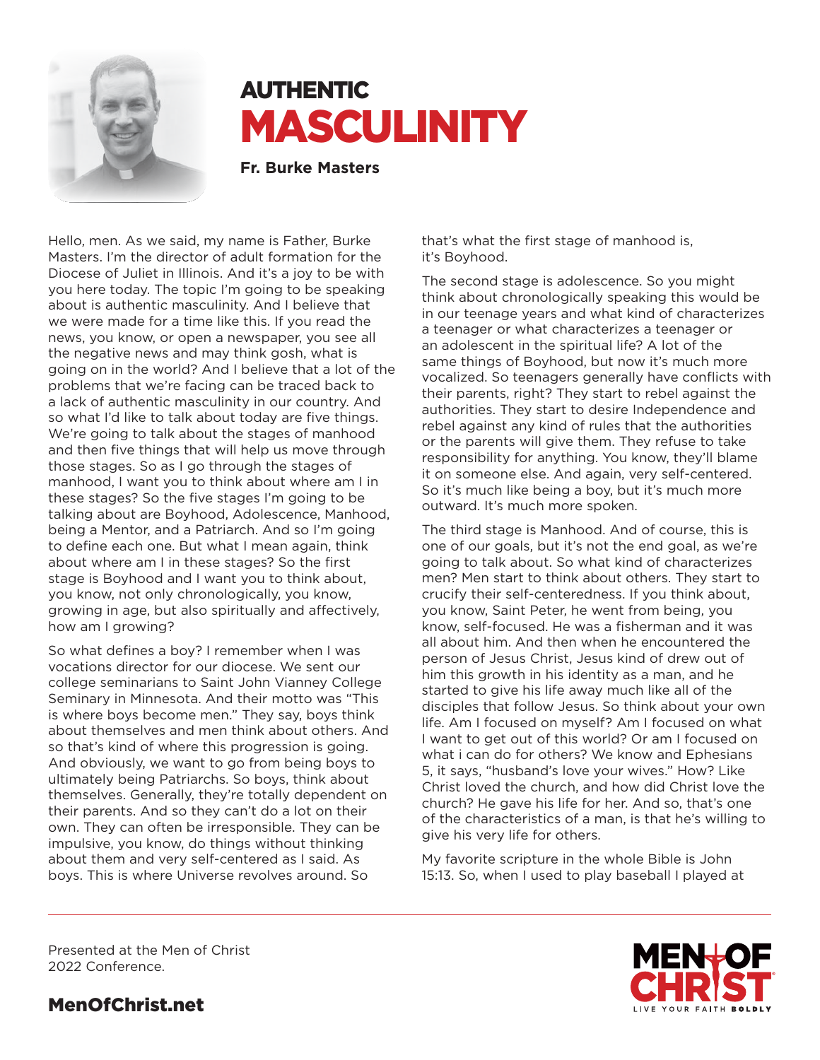# AUTHENTIC MASCULINITY

**Fr. Burke Masters**

Hello, men. As we said, my name is Father, Burke Masters. I'm the director of adult formation for the Diocese of Juliet in Illinois. And it's a joy to be with you here today. The topic I'm going to be speaking about is authentic masculinity. And I believe that we were made for a time like this. If you read the news, you know, or open a newspaper, you see all the negative news and may think gosh, what is going on in the world? And I believe that a lot of the problems that we're facing can be traced back to a lack of authentic masculinity in our country. And so what I'd like to talk about today are five things. We're going to talk about the stages of manhood and then five things that will help us move through those stages. So as I go through the stages of manhood, I want you to think about where am I in these stages? So the five stages I'm going to be talking about are Boyhood, Adolescence, Manhood, being a Mentor, and a Patriarch. And so I'm going to define each one. But what I mean again, think about where am I in these stages? So the first stage is Boyhood and I want you to think about, you know, not only chronologically, you know, growing in age, but also spiritually and affectively, how am I growing?

So what defines a boy? I remember when I was vocations director for our diocese. We sent our college seminarians to Saint John Vianney College Seminary in Minnesota. And their motto was "This is where boys become men." They say, boys think about themselves and men think about others. And so that's kind of where this progression is going. And obviously, we want to go from being boys to ultimately being Patriarchs. So boys, think about themselves. Generally, they're totally dependent on their parents. And so they can't do a lot on their own. They can often be irresponsible. They can be impulsive, you know, do things without thinking about them and very self-centered as I said. As boys. This is where Universe revolves around. So that's what the first stage of manhood is, it's Boyhood.

The second stage is adolescence. So you might think about chronologically speaking this would be in our teenage years and what kind of characterizes a teenager or what characterizes a teenager or an adolescent in the spiritual life? A lot of the same things of Boyhood, but now it's much more vocalized. So teenagers generally have conflicts with their parents, right? They start to rebel against the authorities. They start to desire Independence and rebel against any kind of rules that the authorities or the parents will give them. They refuse to take responsibility for anything. You know, they'll blame it on someone else. And again, very self-centered. So it's much like being a boy, but it's much more outward. It's much more spoken.

The third stage is Manhood. And of course, this is one of our goals, but it's not the end goal, as we're going to talk about. So what kind of characterizes men? Men start to think about others. They start to crucify their self-centeredness. If you think about, you know, Saint Peter, he went from being, you know, self-focused. He was a fisherman and it was all about him. And then when he encountered the person of Jesus Christ, Jesus kind of drew out of him this growth in his identity as a man, and he started to give his life away much like all of the disciples that follow Jesus. So think about your own life. Am I focused on myself? Am I focused on what I want to get out of this world? Or am I focused on what i can do for others? We know and Ephesians 5, it says, "husband's love your wives." How? Like Christ loved the church, and how did Christ love the church? He gave his life for her. And so, that's one of the characteristics of a man, is that he's willing to give his very life for others.

My favorite scripture in the whole Bible is John 15:13. So, when I used to play baseball I played at

Presented at the Men of Christ 2022 Conference.

MenOfChrist.net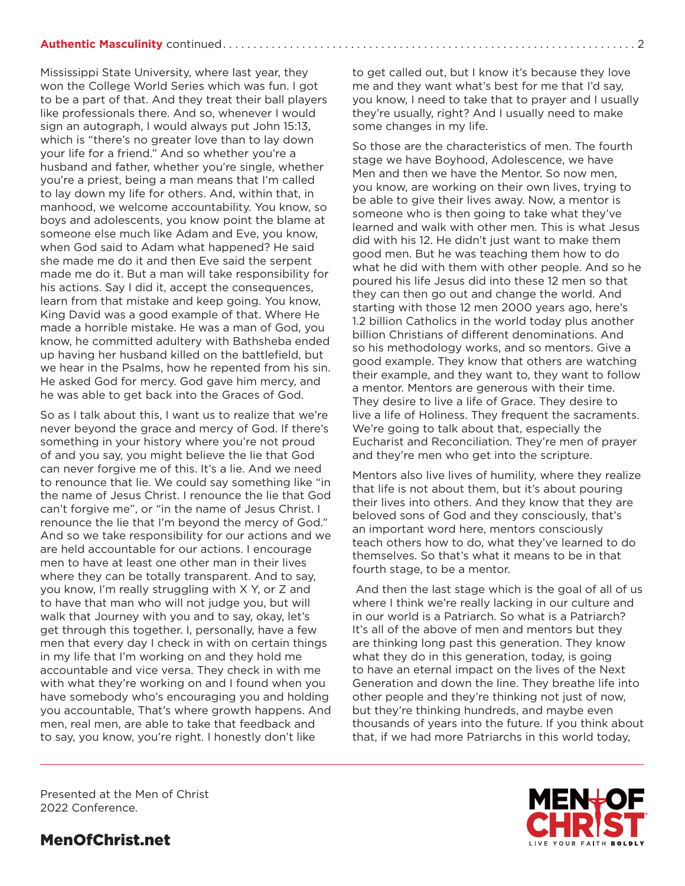Mississippi State University, where last year, they won the College World Series which was fun. I got to be a part of that. And they treat their ball players like professionals there. And so, whenever I would sign an autograph, I would always put John 15:13, which is "there's no greater love than to lay down your life for a friend." And so whether you're a husband and father, whether you're single, whether you're a priest, being a man means that I'm called to lay down my life for others. And, within that, in manhood, we welcome accountability. You know, so boys and adolescents, you know point the blame at someone else much like Adam and Eve, you know, when God said to Adam what happened? He said she made me do it and then Eve said the serpent made me do it. But a man will take responsibility for his actions. Say I did it, accept the consequences, learn from that mistake and keep going. You know, King David was a good example of that. Where He made a horrible mistake. He was a man of God, you know, he committed adultery with Bathsheba ended up having her husband killed on the battlefield, but we hear in the Psalms, how he repented from his sin. He asked God for mercy. God gave him mercy, and he was able to get back into the Graces of God.

So as I talk about this, I want us to realize that we're never beyond the grace and mercy of God. If there's something in your history where you're not proud of and you say, you might believe the lie that God can never forgive me of this. It's a lie. And we need to renounce that lie. We could say something like "in the name of Jesus Christ. I renounce the lie that God can't forgive me", or "in the name of Jesus Christ. I renounce the lie that I'm beyond the mercy of God." And so we take responsibility for our actions and we are held accountable for our actions. I encourage men to have at least one other man in their lives where they can be totally transparent. And to say, you know, I'm really struggling with X Y, or Z and to have that man who will not judge you, but will walk that Journey with you and to say, okay, let's get through this together. I, personally, have a few men that every day I check in with on certain things in my life that I'm working on and they hold me accountable and vice versa. They check in with me with what they're working on and I found when you have somebody who's encouraging you and holding you accountable, That's where growth happens. And men, real men, are able to take that feedback and to say, you know, you're right. I honestly don't like to get called out, but I know it's because they love me and they want what's best for me that I'd say, you know, I need to take that to prayer and I usually they're usually, right? And I usually need to make some changes in my life.

So those are the characteristics of men. The fourth stage we have Boyhood, Adolescence, we have Men and then we have the Mentor. So now men, you know, are working on their own lives, trying to be able to give their lives away. Now, a mentor is someone who is then going to take what they've learned and walk with other men. This is what Jesus did with his 12. He didn't just want to make them good men. But he was teaching them how to do what he did with them with other people. And so he poured his life Jesus did into these 12 men so that they can then go out and change the world. And starting with those 12 men 2000 years ago, here's 1.2 billion Catholics in the world today plus another billion Christians of different denominations. And so his methodology works, and so mentors. Give a good example. They know that others are watching their example, and they want to, they want to follow a mentor. Mentors are generous with their time. They desire to live a life of Grace. They desire to live a life of Holiness. They frequent the sacraments. We're going to talk about that, especially the Eucharist and Reconciliation. They're men of prayer and they're men who get into the scripture.

Mentors also live lives of humility, where they realize that life is not about them, but it's about pouring their lives into others. And they know that they are beloved sons of God and they consciously, that's an important word here, mentors consciously teach others how to do, what they've learned to do themselves. So that's what it means to be in that fourth stage, to be a mentor.

And then the last stage which is the goal of all of us where I think we're really lacking in our culture and in our world is a Patriarch. So what is a Patriarch? It's all of the above of men and mentors but they are thinking long past this generation. They know what they do in this generation, today, is going to have an eternal impact on the lives of the Next Generation and down the line. They breathe life into other people and they're thinking not just of now, but they're thinking hundreds, and maybe even thousands of years into the future. If you think about that, if we had more Patriarchs in this world today,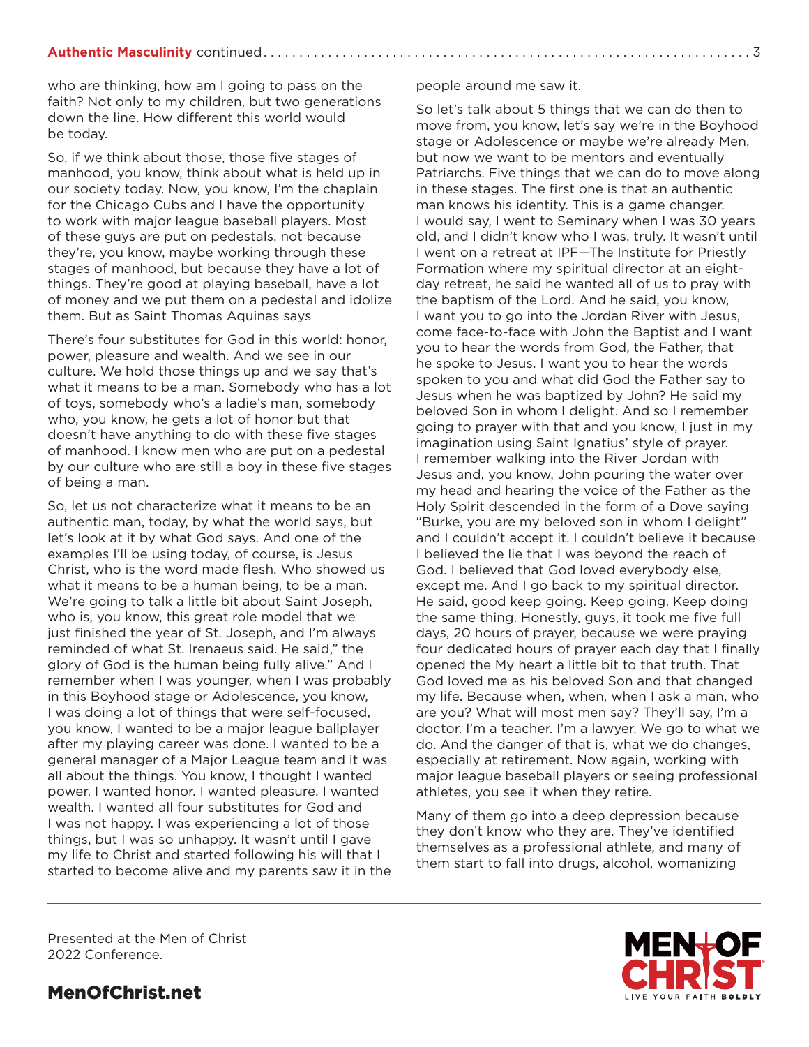who are thinking, how am I going to pass on the faith? Not only to my children, but two generations down the line. How different this world would be today.

So, if we think about those, those five stages of manhood, you know, think about what is held up in our society today. Now, you know, I'm the chaplain for the Chicago Cubs and I have the opportunity to work with major league baseball players. Most of these guys are put on pedestals, not because they're, you know, maybe working through these stages of manhood, but because they have a lot of things. They're good at playing baseball, have a lot of money and we put them on a pedestal and idolize them. But as Saint Thomas Aquinas says

There's four substitutes for God in this world: honor, power, pleasure and wealth. And we see in our culture. We hold those things up and we say that's what it means to be a man. Somebody who has a lot of toys, somebody who's a ladie's man, somebody who, you know, he gets a lot of honor but that doesn't have anything to do with these five stages of manhood. I know men who are put on a pedestal by our culture who are still a boy in these five stages of being a man.

So, let us not characterize what it means to be an authentic man, today, by what the world says, but let's look at it by what God says. And one of the examples I'll be using today, of course, is Jesus Christ, who is the word made flesh. Who showed us what it means to be a human being, to be a man. We're going to talk a little bit about Saint Joseph, who is, you know, this great role model that we just finished the year of St. Joseph, and I'm always reminded of what St. Irenaeus said. He said," the glory of God is the human being fully alive." And I remember when I was younger, when I was probably in this Boyhood stage or Adolescence, you know, I was doing a lot of things that were self-focused, you know, I wanted to be a major league ballplayer after my playing career was done. I wanted to be a general manager of a Major League team and it was all about the things. You know, I thought I wanted power. I wanted honor. I wanted pleasure. I wanted wealth. I wanted all four substitutes for God and I was not happy. I was experiencing a lot of those things, but I was so unhappy. It wasn't until I gave my life to Christ and started following his will that I started to become alive and my parents saw it in the people around me saw it.

So let's talk about 5 things that we can do then to move from, you know, let's say we're in the Boyhood stage or Adolescence or maybe we're already Men, but now we want to be mentors and eventually Patriarchs. Five things that we can do to move along in these stages. The first one is that an authentic man knows his identity. This is a game changer. I would say, I went to Seminary when I was 30 years old, and I didn't know who I was, truly. It wasn't until I went on a retreat at IPF—The Institute for Priestly Formation where my spiritual director at an eight-day retreat, he said he wanted all of us to pray with the baptism of the Lord. And he said, you know, I want you to go into the Jordan River with Jesus, come face-to-face with John the Baptist and I want you to hear the words from God, the Father, that he spoke to Jesus. I want you to hear the words spoken to you and what did God the Father say to Jesus when he was baptized by John? He said my beloved Son in whom I delight. And so I remember going to prayer with that and you know, I just in my imagination using Saint Ignatius' style of prayer. I remember walking into the River Jordan with Jesus and, you know, John pouring the water over my head and hearing the voice of the Father as the Holy Spirit descended in the form of a Dove saying "Burke, you are my beloved son in whom I delight" and I couldn't accept it. I couldn't believe it because I believed the lie that I was beyond the reach of God. I believed that God loved everybody else, except me. And I go back to my spiritual director. He said, good keep going. Keep going. Keep doing the same thing. Honestly, guys, it took me five full days, 20 hours of prayer, because we were praying four dedicated hours of prayer each day that I finally opened the My heart a little bit to that truth. That God loved me as his beloved Son and that changed my life. Because when, when, when I ask a man, who are you? What will most men say? They'll say, I'm a doctor. I'm a teacher. I'm a lawyer. We go to what we do. And the danger of that is, what we do changes, especially at retirement. Now again, working with major league baseball players or seeing professional athletes, you see it when they retire.

Many of them go into a deep depression because they don't know who they are. They've identified themselves as a professional athlete, and many of them start to fall into drugs, alcohol, womanizing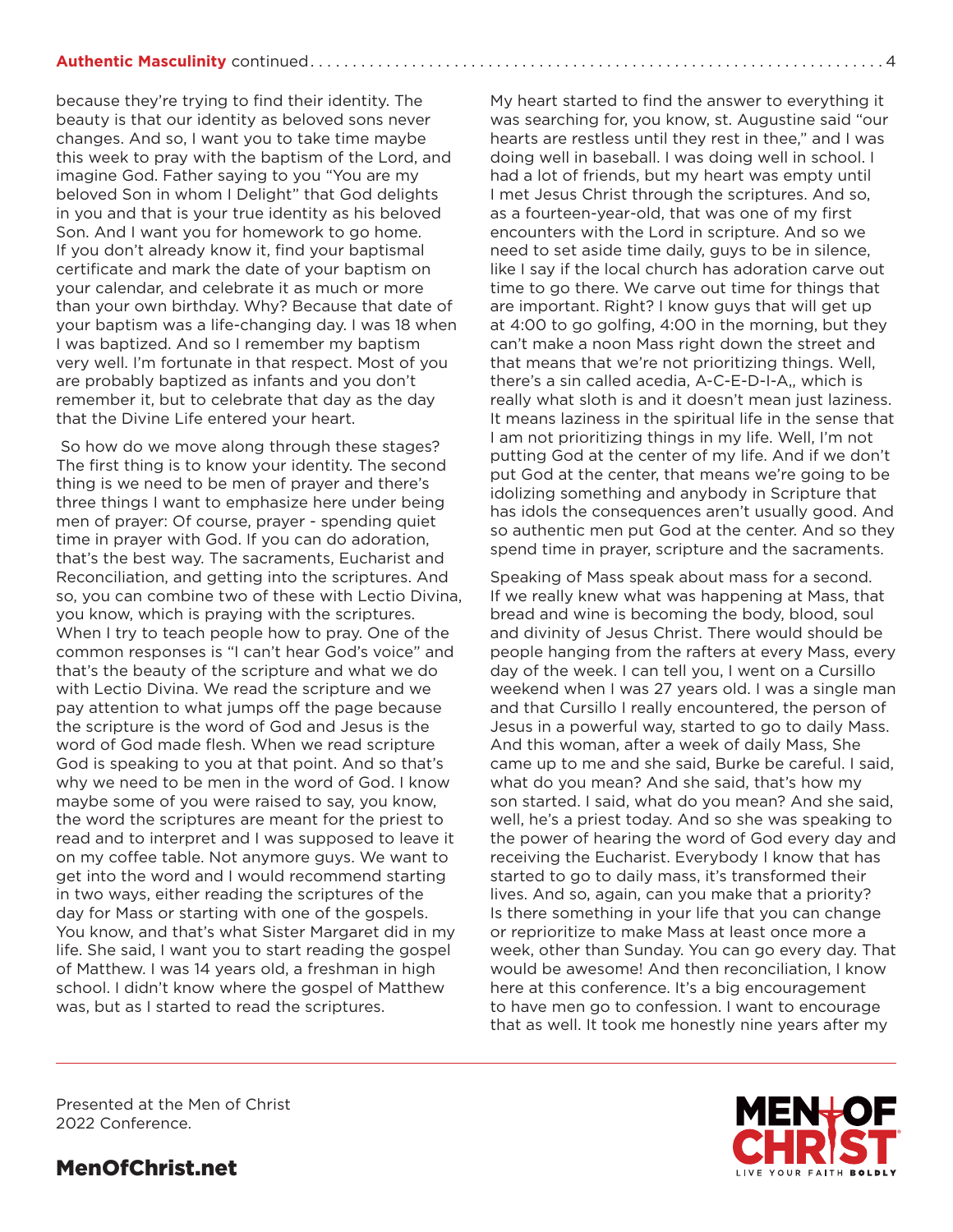because they're trying to find their identity. The beauty is that our identity as beloved sons never changes. And so, I want you to take time maybe this week to pray with the baptism of the Lord, and imagine God. Father saying to you "You are my beloved Son in whom I Delight" that God delights in you and that is your true identity as his beloved Son. And I want you for homework to go home. If you don't already know it, find your baptismal certificate and mark the date of your baptism on your calendar, and celebrate it as much or more than your own birthday. Why? Because that date of your baptism was a life-changing day. I was 18 when I was baptized. And so I remember my baptism very well. I'm fortunate in that respect. Most of you are probably baptized as infants and you don't remember it, but to celebrate that day as the day that the Divine Life entered your heart.

So how do we move along through these stages? The first thing is to know your identity. The second thing is we need to be men of prayer and there's three things I want to emphasize here under being men of prayer: Of course, prayer - spending quiet time in prayer with God. If you can do adoration, that's the best way. The sacraments, Eucharist and Reconciliation, and getting into the scriptures. And so, you can combine two of these with Lectio Divina, you know, which is praying with the scriptures. When I try to teach people how to pray. One of the common responses is "I can't hear God's voice" and that's the beauty of the scripture and what we do with Lectio Divina. We read the scripture and we pay attention to what jumps off the page because the scripture is the word of God and Jesus is the word of God made flesh. When we read scripture God is speaking to you at that point. And so that's why we need to be men in the word of God. I know maybe some of you were raised to say, you know, the word the scriptures are meant for the priest to read and to interpret and I was supposed to leave it on my coffee table. Not anymore guys. We want to get into the word and I would recommend starting in two ways, either reading the scriptures of the day for Mass or starting with one of the gospels. You know, and that's what Sister Margaret did in my life. She said, I want you to start reading the gospel of Matthew. I was 14 years old, a freshman in high school. I didn't know where the gospel of Matthew was, but as I started to read the scriptures.

My heart started to find the answer to everything it was searching for, you know, st. Augustine said "our hearts are restless until they rest in thee," and I was doing well in baseball. I was doing well in school. I had a lot of friends, but my heart was empty until I met Jesus Christ through the scriptures. And so, as a fourteen-year-old, that was one of my first encounters with the Lord in scripture. And so we need to set aside time daily, guys to be in silence, like I say if the local church has adoration carve out time to go there. We carve out time for things that are important. Right? I know guys that will get up at 4:00 to go golfing, 4:00 in the morning, but they can't make a noon Mass right down the street and that means that we're not prioritizing things. Well, there's a sin called acedia, A-C-E-D-I-A,, which is really what sloth is and it doesn't mean just laziness. It means laziness in the spiritual life in the sense that I am not prioritizing things in my life. Well, I'm not putting God at the center of my life. And if we don't put God at the center, that means we're going to be idolizing something and anybody in Scripture that has idols the consequences aren't usually good. And so authentic men put God at the center. And so they spend time in prayer, scripture and the sacraments.

Speaking of Mass speak about mass for a second. If we really knew what was happening at Mass, that bread and wine is becoming the body, blood, soul and divinity of Jesus Christ. There would should be people hanging from the rafters at every Mass, every day of the week. I can tell you, I went on a Cursillo weekend when I was 27 years old. I was a single man and that Cursillo I really encountered, the person of Jesus in a powerful way, started to go to daily Mass. And this woman, after a week of daily Mass, She came up to me and she said, Burke be careful. I said, what do you mean? And she said, that's how my son started. I said, what do you mean? And she said, well, he's a priest today. And so she was speaking to the power of hearing the word of God every day and receiving the Eucharist. Everybody I know that has started to go to daily mass, it's transformed their lives. And so, again, can you make that a priority? Is there something in your life that you can change or reprioritize to make Mass at least once more a week, other than Sunday. You can go every day. That would be awesome! And then reconciliation, I know here at this conference. It's a big encouragement to have men go to confession. I want to encourage that as well. It took me honestly nine years after my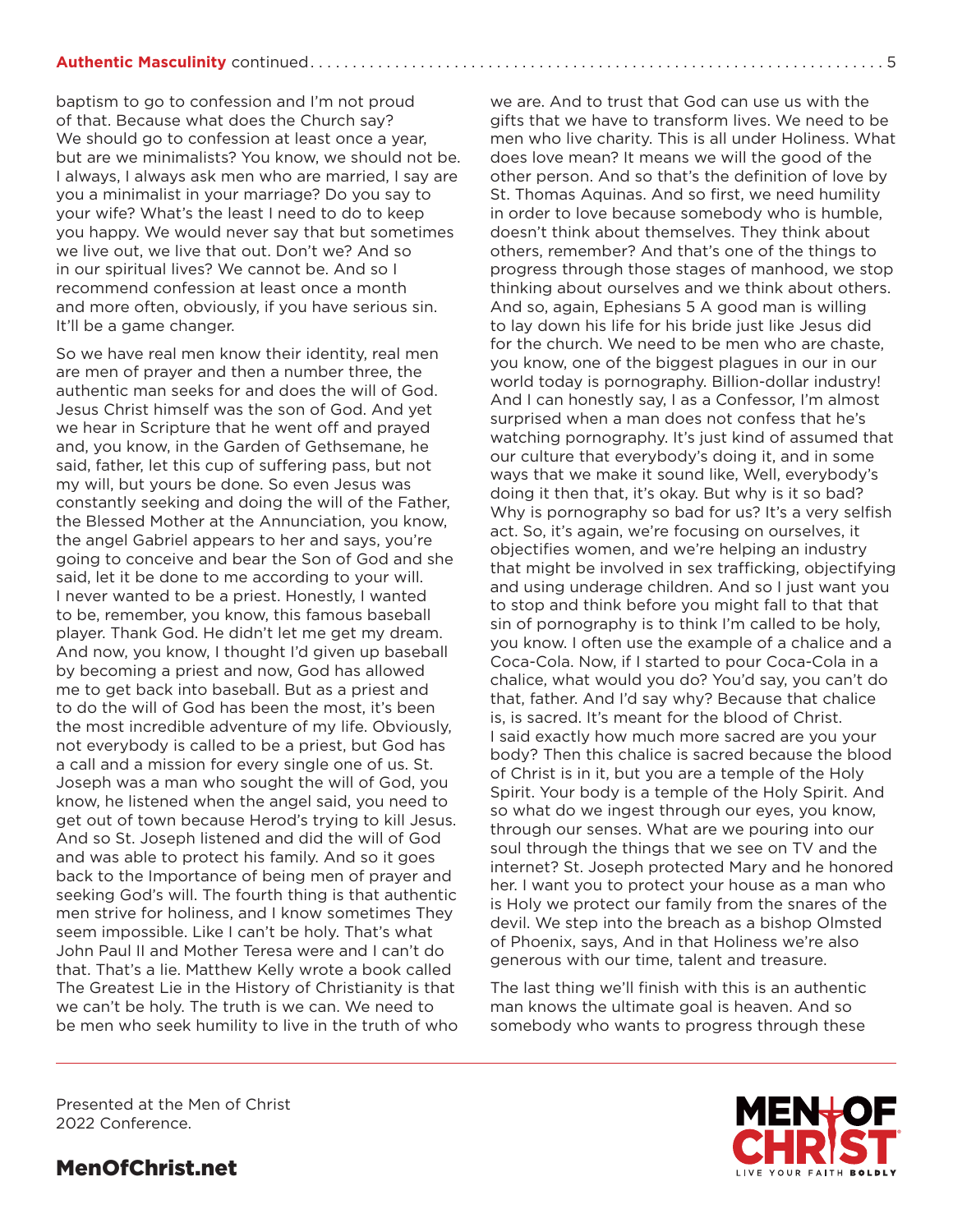baptism to go to confession and I'm not proud of that. Because what does the Church say? We should go to confession at least once a year, but are we minimalists? You know, we should not be. I always, I always ask men who are married, I say are you a minimalist in your marriage? Do you say to your wife? What's the least I need to do to keep you happy. We would never say that but sometimes we live out, we live that out. Don't we? And so in our spiritual lives? We cannot be. And so I recommend confession at least once a month and more often, obviously, if you have serious sin. It'll be a game changer.

So we have real men know their identity, real men are men of prayer and then a number three, the authentic man seeks for and does the will of God. Jesus Christ himself was the son of God. And yet we hear in Scripture that he went off and prayed and, you know, in the Garden of Gethsemane, he said, father, let this cup of suffering pass, but not my will, but yours be done. So even Jesus was constantly seeking and doing the will of the Father, the Blessed Mother at the Annunciation, you know, the angel Gabriel appears to her and says, you're going to conceive and bear the Son of God and she said, let it be done to me according to your will. I never wanted to be a priest. Honestly, I wanted to be, remember, you know, this famous baseball player. Thank God. He didn't let me get my dream. And now, you know, I thought I'd given up baseball by becoming a priest and now, God has allowed me to get back into baseball. But as a priest and to do the will of God has been the most, it's been the most incredible adventure of my life. Obviously, not everybody is called to be a priest, but God has a call and a mission for every single one of us. St. Joseph was a man who sought the will of God, you know, he listened when the angel said, you need to get out of town because Herod's trying to kill Jesus. And so St. Joseph listened and did the will of God and was able to protect his family. And so it goes back to the Importance of being men of prayer and seeking God's will. The fourth thing is that authentic men strive for holiness, and I know sometimes They seem impossible. Like I can't be holy. That's what John Paul II and Mother Teresa were and I can't do that. That's a lie. Matthew Kelly wrote a book called The Greatest Lie in the History of Christianity is that we can't be holy. The truth is we can. We need to be men who seek humility to live in the truth of who we are. And to trust that God can use us with the gifts that we have to transform lives. We need to be men who live charity. This is all under Holiness. What does love mean? It means we will the good of the other person. And so that's the definition of love by St. Thomas Aquinas. And so first, we need humility in order to love because somebody who is humble, doesn't think about themselves. They think about others, remember? And that's one of the things to progress through those stages of manhood, we stop thinking about ourselves and we think about others. And so, again, Ephesians 5 A good man is willing to lay down his life for his bride just like Jesus did for the church. We need to be men who are chaste, you know, one of the biggest plagues in our in our world today is pornography. Billion-dollar industry! And I can honestly say, I as a Confessor, I'm almost surprised when a man does not confess that he's watching pornography. It's just kind of assumed that our culture that everybody's doing it, and in some ways that we make it sound like, Well, everybody's doing it then that, it's okay. But why is it so bad? Why is pornography so bad for us? It's a very selfish act. So, it's again, we're focusing on ourselves, it objectifies women, and we're helping an industry that might be involved in sex trafficking, objectifying and using underage children. And so I just want you to stop and think before you might fall to that that sin of pornography is to think I'm called to be holy, you know. I often use the example of a chalice and a Coca-Cola. Now, if I started to pour Coca-Cola in a chalice, what would you do? You'd say, you can't do that, father. And I'd say why? Because that chalice is, is sacred. It's meant for the blood of Christ. I said exactly how much more sacred are you your body? Then this chalice is sacred because the blood of Christ is in it, but you are a temple of the Holy Spirit. Your body is a temple of the Holy Spirit. And so what do we ingest through our eyes, you know, through our senses. What are we pouring into our soul through the things that we see on TV and the internet? St. Joseph protected Mary and he honored her. I want you to protect your house as a man who is Holy we protect our family from the snares of the devil. We step into the breach as a bishop Olmsted of Phoenix, says, And in that Holiness we're also generous with our time, talent and treasure.

The last thing we'll finish with this is an authentic man knows the ultimate goal is heaven. And so somebody who wants to progress through these

Presented at the Men of Christ 2022 Conference.

MenOfChrist.net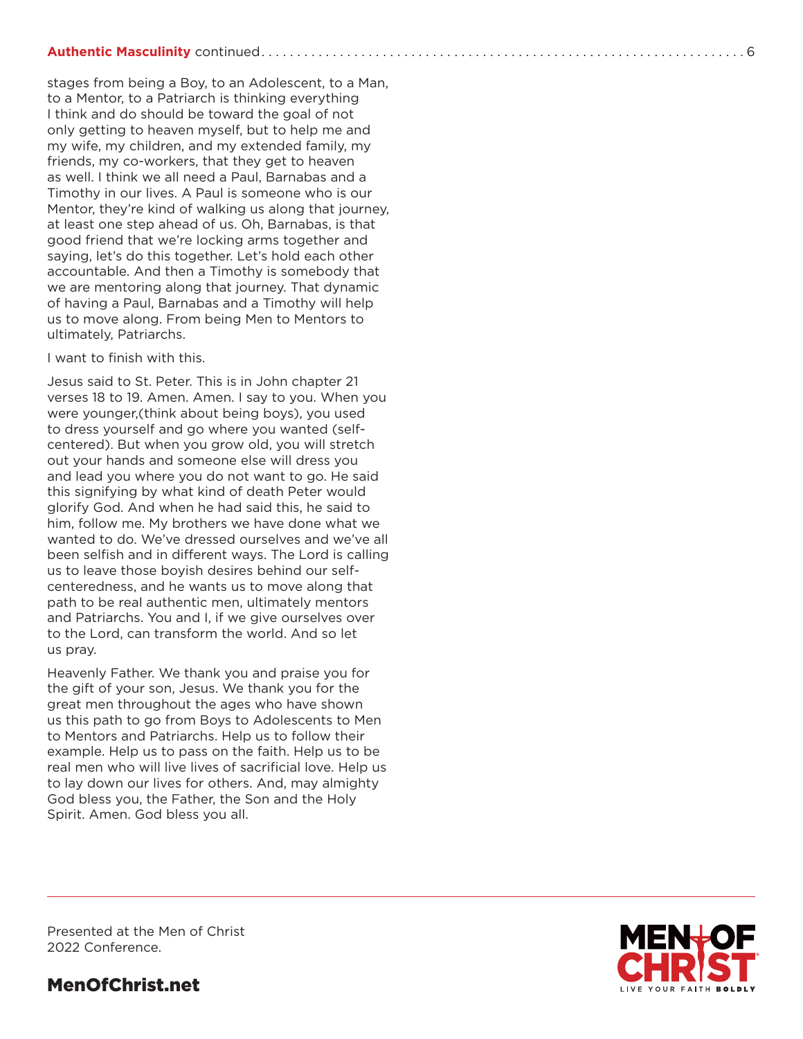stages from being a Boy, to an Adolescent, to a Man, to a Mentor, to a Patriarch is thinking everything I think and do should be toward the goal of not only getting to heaven myself, but to help me and my wife, my children, and my extended family, my friends, my co-workers, that they get to heaven as well. I think we all need a Paul, Barnabas and a Timothy in our lives. A Paul is someone who is our Mentor, they're kind of walking us along that journey, at least one step ahead of us. Oh, Barnabas, is that good friend that we're locking arms together and saying, let's do this together. Let's hold each other accountable. And then a Timothy is somebody that we are mentoring along that journey. That dynamic of having a Paul, Barnabas and a Timothy will help us to move along. From being Men to Mentors to ultimately, Patriarchs.

I want to finish with this.

Jesus said to St. Peter. This is in John chapter 21 verses 18 to 19. Amen. Amen. I say to you. When you were younger,(think about being boys), you used to dress yourself and go where you wanted (self-centered). But when you grow old, you will stretch out your hands and someone else will dress you and lead you where you do not want to go. He said this signifying by what kind of death Peter would glorify God. And when he had said this, he said to him, follow me. My brothers we have done what we wanted to do. We've dressed ourselves and we've all been selfish and in different ways. The Lord is calling us to leave those boyish desires behind our self-centeredness, and he wants us to move along that path to be real authentic men, ultimately mentors and Patriarchs. You and I, if we give ourselves over to the Lord, can transform the world. And so let us pray.

Heavenly Father. We thank you and praise you for the gift of your son, Jesus. We thank you for the great men throughout the ages who have shown us this path to go from Boys to Adolescents to Men to Mentors and Patriarchs. Help us to follow their example. Help us to pass on the faith. Help us to be real men who will live lives of sacrificial love. Help us to lay down our lives for others. And, may almighty God bless you, the Father, the Son and the Holy Spirit. Amen. God bless you all.

Presented at the Men of Christ 2022 Conference.

**MenOfChrist.net**